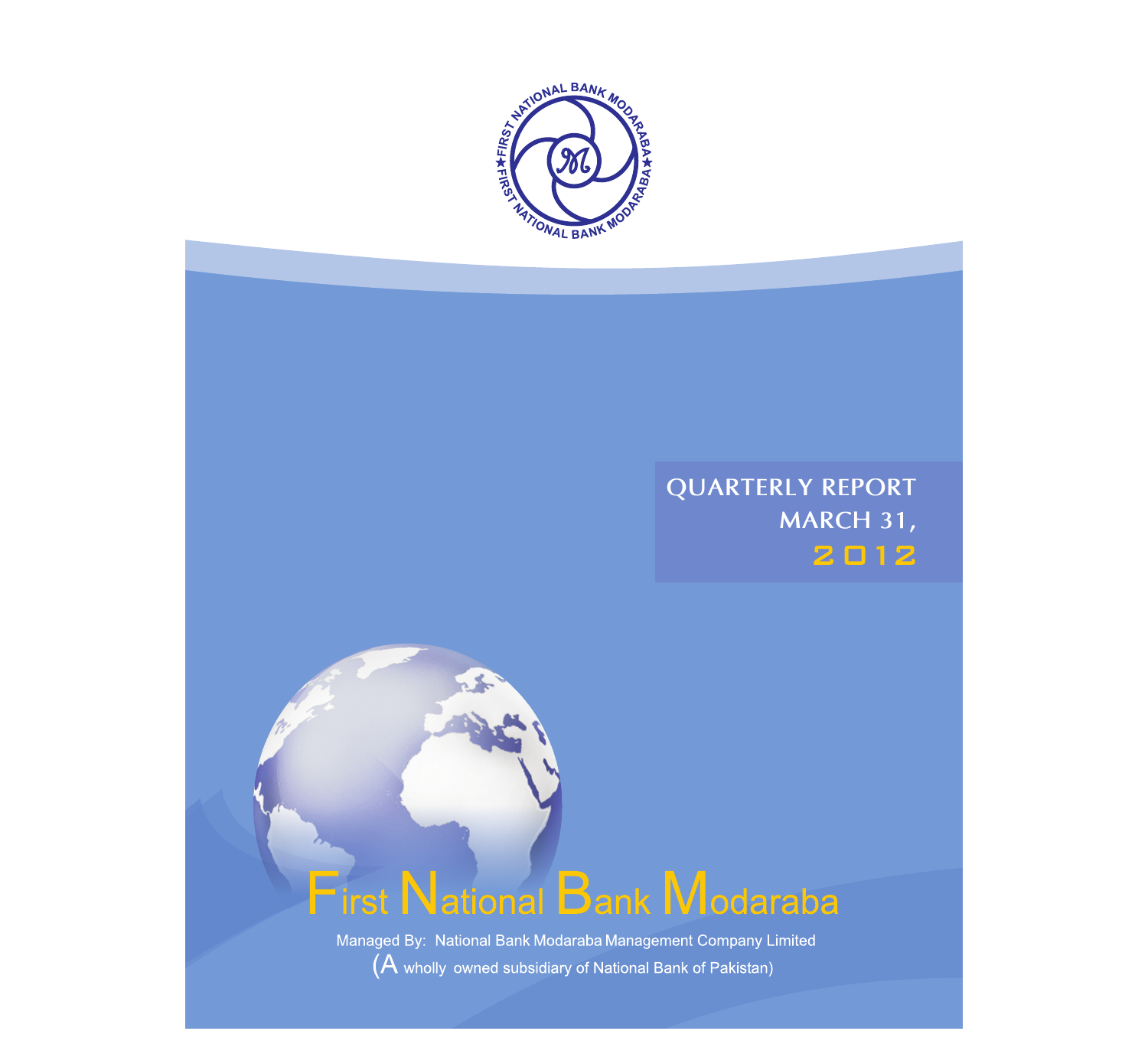QUARTERLY REPORT
MARCH 31,
2012

# First National Bank Modaraba

Managed By: National Bank Modaraba Management Company Limited

(A wholly owned subsidiary of National Bank of Pakistan)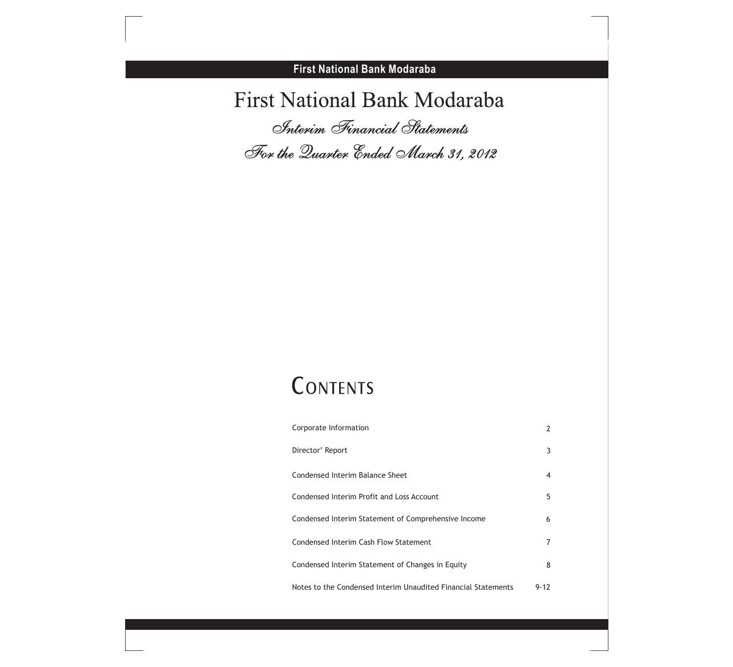# First National Bank Modaraba

## *Interim Financial Statements*

## *For the Quarter Ended March 31, 2012*

## CONTENTS

| | |
|---|---|
| Corporate Information | 2 |
| Director' Report | 3 |
| Condensed Interim Balance Sheet | 4 |
| Condensed Interim Profit and Loss Account | 5 |
| Condensed Interim Statement of Comprehensive Income | 6 |
| Condensed Interim Cash Flow Statement | 7 |
| Condensed Interim Statement of Changes in Equity | 8 |
| Notes to the Condensed Interim Unaudited Financial Statements | 9-12 |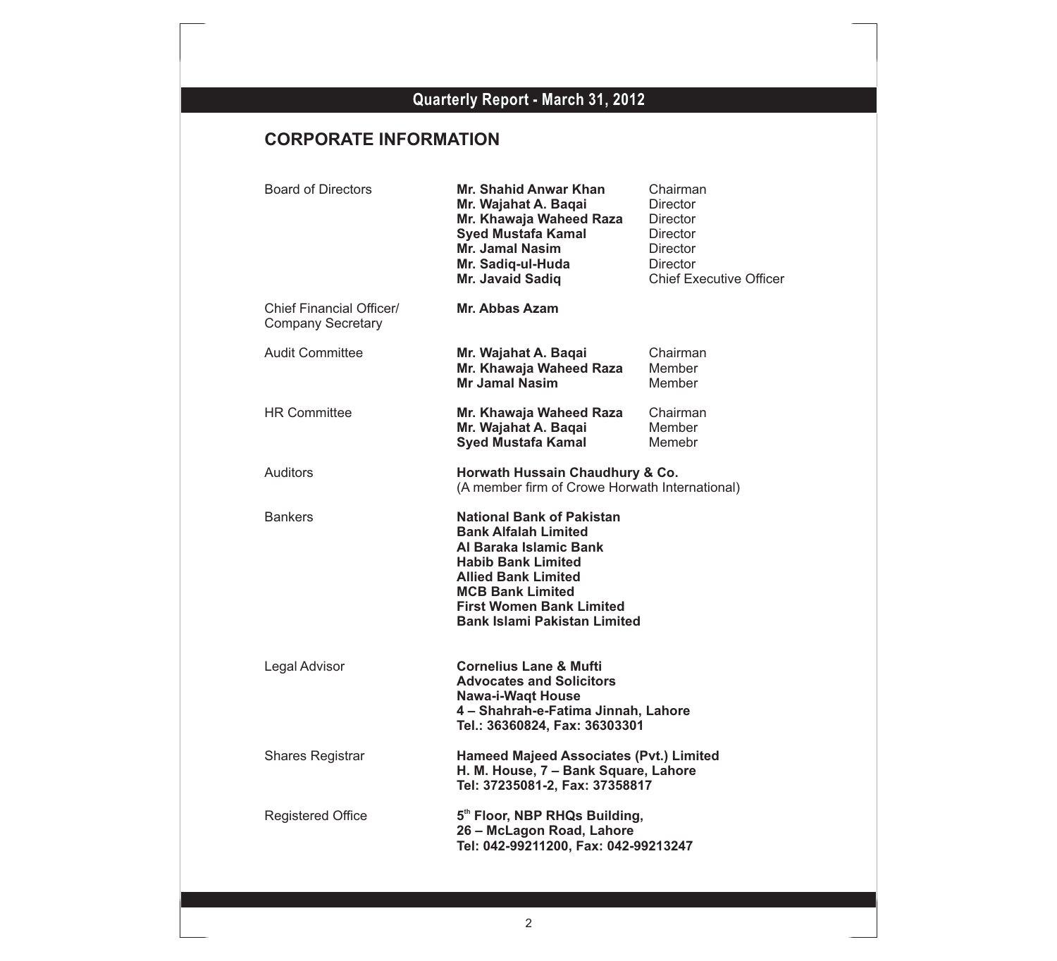## CORPORATE INFORMATION

| | | |
|---|---|---|
| Board of Directors | **Mr. Shahid Anwar Khan** | Chairman |
| | **Mr. Wajahat A. Baqai** | Director |
| | **Mr. Khawaja Waheed Raza** | Director |
| | **Syed Mustafa Kamal** | Director |
| | **Mr. Jamal Nasim** | Director |
| | **Mr. Sadiq-ul-Huda** | Director |
| | **Mr. Javaid Sadiq** | Chief Executive Officer |
| Chief Financial Officer/ Company Secretary | **Mr. Abbas Azam** | |
| Audit Committee | **Mr. Wajahat A. Baqai** | Chairman |
| | **Mr. Khawaja Waheed Raza** | Member |
| | **Mr Jamal Nasim** | Member |
| HR Committee | **Mr. Khawaja Waheed Raza** | Chairman |
| | **Mr. Wajahat A. Baqai** | Member |
| | **Syed Mustafa Kamal** | Memebr |

Auditors
: **Horwath Hussain Chaudhury & Co.**
(A member firm of Crowe Horwath International)

Bankers
: **National Bank of Pakistan**
**Bank Alfalah Limited**
**Al Baraka Islamic Bank**
**Habib Bank Limited**
**Allied Bank Limited**
**MCB Bank Limited**
**First Women Bank Limited**
**Bank Islami Pakistan Limited**

Legal Advisor
: **Cornelius Lane & Mufti**
**Advocates and Solicitors**
**Nawa-i-Waqt House**
**4 – Shahrah-e-Fatima Jinnah, Lahore**
**Tel.: 36360824, Fax: 36303301**

Shares Registrar
: **Hameed Majeed Associates (Pvt.) Limited**
**H. M. House, 7 – Bank Square, Lahore**
**Tel: 37235081-2, Fax: 37358817**

Registered Office
: **5th Floor, NBP RHQs Building,**
**26 – McLagon Road, Lahore**
**Tel: 042-99211200, Fax: 042-99213247**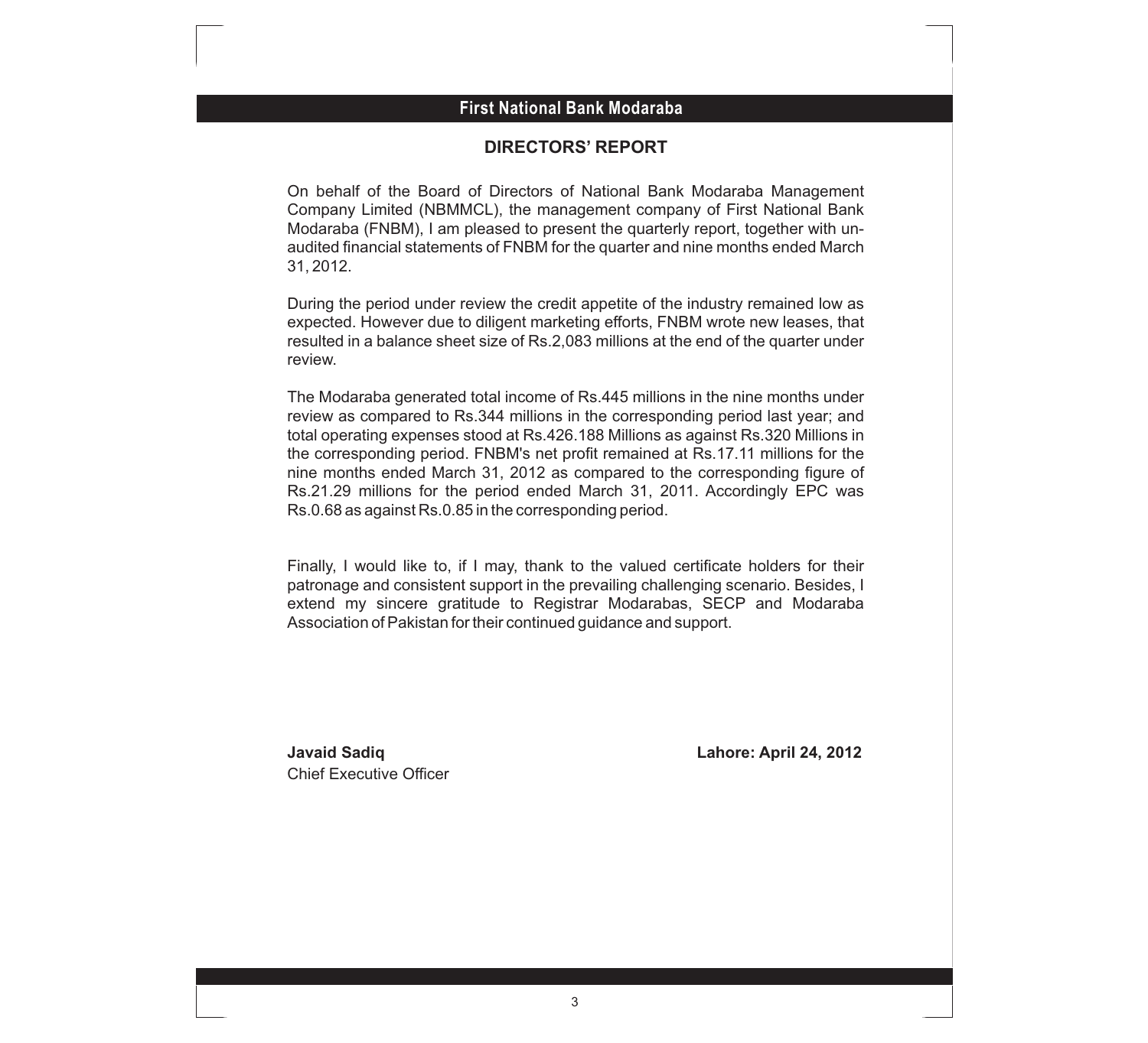## DIRECTORS' REPORT

On behalf of the Board of Directors of National Bank Modaraba Management Company Limited (NBMMCL), the management company of First National Bank Modaraba (FNBM), I am pleased to present the quarterly report, together with un-audited financial statements of FNBM for the quarter and nine months ended March 31, 2012.

During the period under review the credit appetite of the industry remained low as expected. However due to diligent marketing efforts, FNBM wrote new leases, that resulted in a balance sheet size of Rs.2,083 millions at the end of the quarter under review.

The Modaraba generated total income of Rs.445 millions in the nine months under review as compared to Rs.344 millions in the corresponding period last year; and total operating expenses stood at Rs.426.188 Millions as against Rs.320 Millions in the corresponding period. FNBM's net profit remained at Rs.17.11 millions for the nine months ended March 31, 2012 as compared to the corresponding figure of Rs.21.29 millions for the period ended March 31, 2011. Accordingly EPC was Rs.0.68 as against Rs.0.85 in the corresponding period.

Finally, I would like to, if I may, thank to the valued certificate holders for their patronage and consistent support in the prevailing challenging scenario. Besides, I extend my sincere gratitude to Registrar Modarabas, SECP and Modaraba Association of Pakistan for their continued guidance and support.

**Javaid Sadiq**
Chief Executive Officer

**Lahore: April 24, 2012**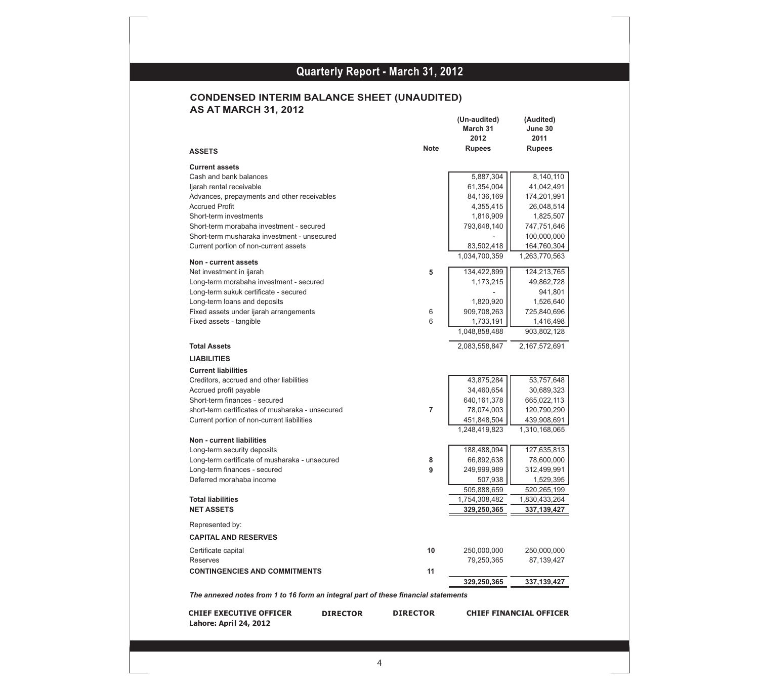## CONDENSED INTERIM BALANCE SHEET (UNAUDITED)
## AS AT MARCH 31, 2012

| | Note | (Un-audited) March 31 2012 Rupees | (Audited) June 30 2011 Rupees |
|---|---|---|---|
| **ASSETS** | | | |
| **Current assets** | | | |
| Cash and bank balances | | 5,887,304 | 8,140,110 |
| Ijarah rental receivable | | 61,354,004 | 41,042,491 |
| Advances, prepayments and other receivables | | 84,136,169 | 174,201,991 |
| Accrued Profit | | 4,355,415 | 26,048,514 |
| Short-term investments | | 1,816,909 | 1,825,507 |
| Short-term morabaha investment - secured | | 793,648,140 | 747,751,646 |
| Short-term musharaka investment - unsecured | | - | 100,000,000 |
| Current portion of non-current assets | | 83,502,418 | 164,760,304 |
| | | 1,034,700,359 | 1,263,770,563 |
| **Non - current assets** | | | |
| Net investment in ijarah | 5 | 134,422,899 | 124,213,765 |
| Long-term morabaha investment - secured | | 1,173,215 | 49,862,728 |
| Long-term sukuk certificate - secured | | - | 941,801 |
| Long-term loans and deposits | | 1,820,920 | 1,526,640 |
| Fixed assets under ijarah arrangements | 6 | 909,708,263 | 725,840,696 |
| Fixed assets - tangible | 6 | 1,733,191 | 1,416,498 |
| | | 1,048,858,488 | 903,802,128 |
| **Total Assets** | | 2,083,558,847 | 2,167,572,691 |
| **LIABILITIES** | | | |
| **Current liabilities** | | | |
| Creditors, accrued and other liabilities | | 43,875,284 | 53,757,648 |
| Accrued profit payable | | 34,460,654 | 30,689,323 |
| Short-term finances - secured | | 640,161,378 | 665,022,113 |
| short-term certificates of musharaka - unsecured | 7 | 78,074,003 | 120,790,290 |
| Current portion of non-current liabilities | | 451,848,504 | 439,908,691 |
| | | 1,248,419,823 | 1,310,168,065 |
| **Non - current liabilities** | | | |
| Long-term security deposits | | 188,488,094 | 127,635,813 |
| Long-term certificate of musharaka - unsecured | 8 | 66,892,638 | 78,600,000 |
| Long-term finances - secured | 9 | 249,999,989 | 312,499,991 |
| Deferred morahaba income | | 507,938 | 1,529,395 |
| | | 505,888,659 | 520,265,199 |
| **Total liabilities** | | 1,754,308,482 | 1,830,433,264 |
| **NET ASSETS** | | **329,250,365** | **337,139,427** |
| Represented by: | | | |
| **CAPITAL AND RESERVES** | | | |
| Certificate capital | 10 | 250,000,000 | 250,000,000 |
| Reserves | | 79,250,365 | 87,139,427 |
| **CONTINGENCIES AND COMMITMENTS** | 11 | | |
| | | **329,250,365** | **337,139,427** |

***The annexed notes from 1 to 16 form an integral part of these financial statements***

**CHIEF EXECUTIVE OFFICER** **DIRECTOR** **DIRECTOR** **CHIEF FINANCIAL OFFICER**

**Lahore: April 24, 2012**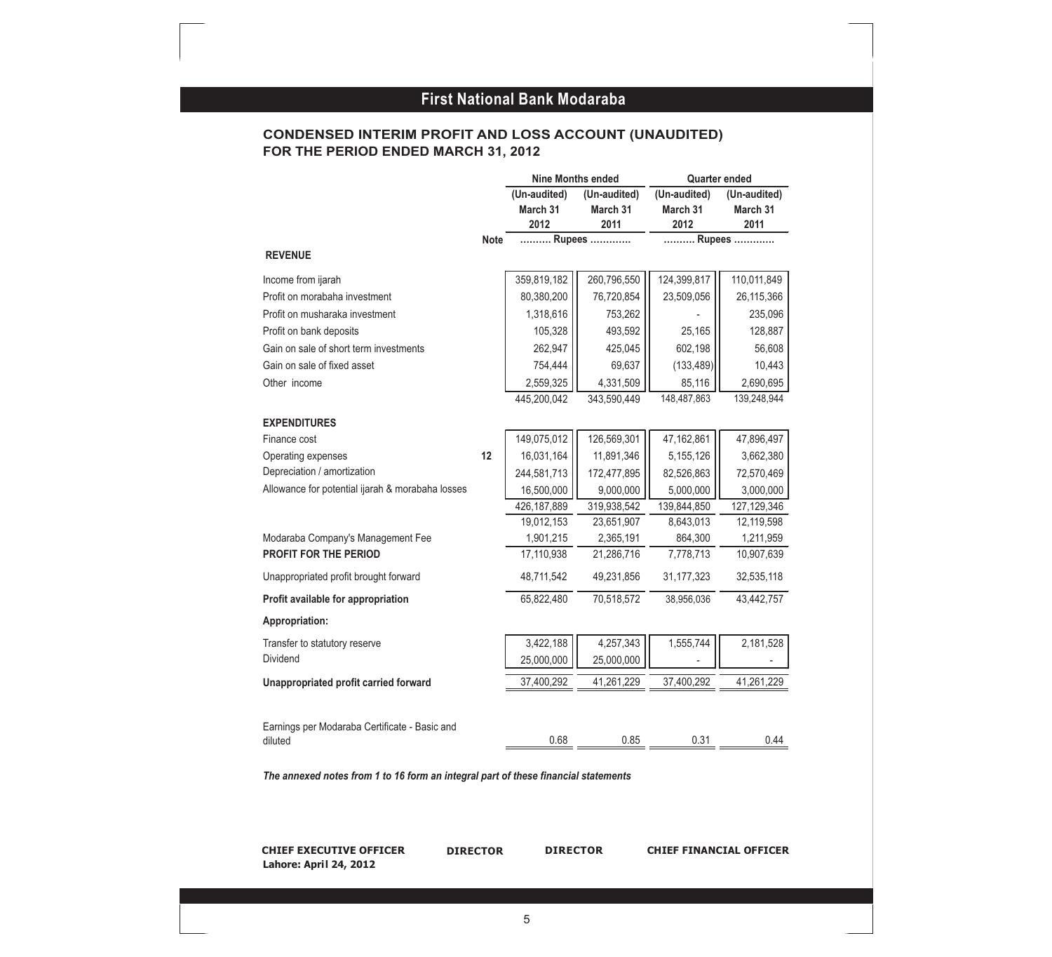# First National Bank Modaraba

## CONDENSED INTERIM PROFIT AND LOSS ACCOUNT (UNAUDITED)
## FOR THE PERIOD ENDED MARCH 31, 2012

| | Note | Nine Months ended | | Quarter ended | |
|---|---|---|---|---|---|
| | | (Un-audited) March 31 2012 | (Un-audited) March 31 2011 | (Un-audited) March 31 2012 | (Un-audited) March 31 2011 |
| | | ......... Rupees ............ | | ......... Rupees ............ | |
| **REVENUE** | | | | | |
| Income from ijarah | | 359,819,182 | 260,796,550 | 124,399,817 | 110,011,849 |
| Profit on morabaha investment | | 80,380,200 | 76,720,854 | 23,509,056 | 26,115,366 |
| Profit on musharaka investment | | 1,318,616 | 753,262 | - | 235,096 |
| Profit on bank deposits | | 105,328 | 493,592 | 25,165 | 128,887 |
| Gain on sale of short term investments | | 262,947 | 425,045 | 602,198 | 56,608 |
| Gain on sale of fixed asset | | 754,444 | 69,637 | (133,489) | 10,443 |
| Other income | | 2,559,325 | 4,331,509 | 85,116 | 2,690,695 |
| | | 445,200,042 | 343,590,449 | 148,487,863 | 139,248,944 |
| **EXPENDITURES** | | | | | |
| Finance cost | | 149,075,012 | 126,569,301 | 47,162,861 | 47,896,497 |
| Operating expenses | 12 | 16,031,164 | 11,891,346 | 5,155,126 | 3,662,380 |
| Depreciation / amortization | | 244,581,713 | 172,477,895 | 82,526,863 | 72,570,469 |
| Allowance for potential ijarah & morabaha losses | | 16,500,000 | 9,000,000 | 5,000,000 | 3,000,000 |
| | | 426,187,889 | 319,938,542 | 139,844,850 | 127,129,346 |
| | | 19,012,153 | 23,651,907 | 8,643,013 | 12,119,598 |
| Modaraba Company's Management Fee | | 1,901,215 | 2,365,191 | 864,300 | 1,211,959 |
| **PROFIT FOR THE PERIOD** | | 17,110,938 | 21,286,716 | 7,778,713 | 10,907,639 |
| Unappropriated profit brought forward | | 48,711,542 | 49,231,856 | 31,177,323 | 32,535,118 |
| **Profit available for appropriation** | | 65,822,480 | 70,518,572 | 38,956,036 | 43,442,757 |
| **Appropriation:** | | | | | |
| Transfer to statutory reserve | | 3,422,188 | 4,257,343 | 1,555,744 | 2,181,528 |
| Dividend | | 25,000,000 | 25,000,000 | - | - |
| **Unappropriated profit carried forward** | | 37,400,292 | 41,261,229 | 37,400,292 | 41,261,229 |
| Earnings per Modaraba Certificate - Basic and diluted | | 0.68 | 0.85 | 0.31 | 0.44 |

***The annexed notes from 1 to 16 form an integral part of these financial statements***

**CHIEF EXECUTIVE OFFICER** **DIRECTOR** **DIRECTOR** **CHIEF FINANCIAL OFFICER**

**Lahore: April 24, 2012**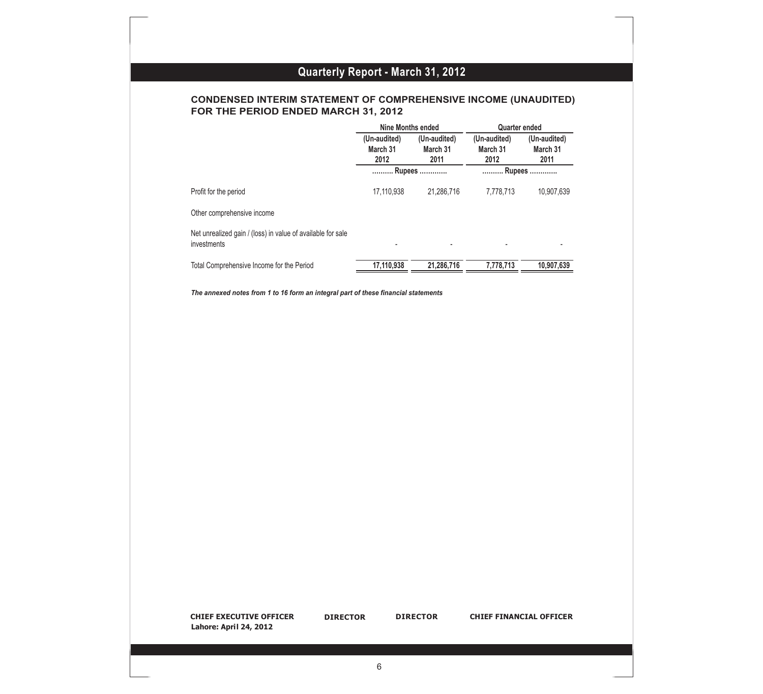## CONDENSED INTERIM STATEMENT OF COMPREHENSIVE INCOME (UNAUDITED) FOR THE PERIOD ENDED MARCH 31, 2012

| | Nine Months ended | | Quarter ended | |
|---|---|---|---|---|
| | (Un-audited) March 31 2012 | (Un-audited) March 31 2011 | (Un-audited) March 31 2012 | (Un-audited) March 31 2011 |
| | ......... Rupees ........... | | ......... Rupees ........... | |
| Profit for the period | 17,110,938 | 21,286,716 | 7,778,713 | 10,907,639 |
| Other comprehensive income | | | | |
| Net unrealized gain / (loss) in value of available for sale investments | - | - | - | - |
| Total Comprehensive Income for the Period | **17,110,938** | **21,286,716** | **7,778,713** | **10,907,639** |

***The annexed notes from 1 to 16 form an integral part of these financial statements***

**CHIEF EXECUTIVE OFFICER** **DIRECTOR** **DIRECTOR** **CHIEF FINANCIAL OFFICER**

**Lahore: April 24, 2012**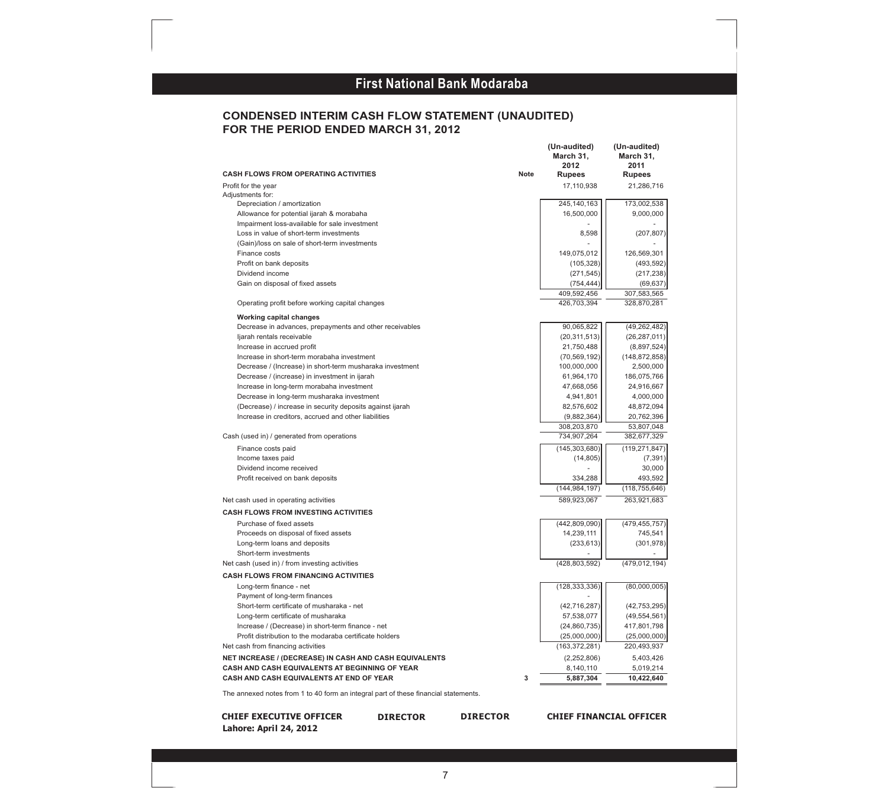# First National Bank Modaraba

## CONDENSED INTERIM CASH FLOW STATEMENT (UNAUDITED)
## FOR THE PERIOD ENDED MARCH 31, 2012

| CASH FLOWS FROM OPERATING ACTIVITIES | Note | (Un-audited) March 31, 2012 Rupees | (Un-audited) March 31, 2011 Rupees |
|---|---|---|---|
| Profit for the year | | 17,110,938 | 21,286,716 |
| Adjustments for: | | | |
| Depreciation / amortization | | 245,140,163 | 173,002,538 |
| Allowance for potential ijarah & morabaha | | 16,500,000 | 9,000,000 |
| Impairment loss-available for sale investment | | - | - |
| Loss in value of short-term investments | | 8,598 | (207,807) |
| (Gain)/loss on sale of short-term investments | | - | - |
| Finance costs | | 149,075,012 | 126,569,301 |
| Profit on bank deposits | | (105,328) | (493,592) |
| Dividend income | | (271,545) | (217,238) |
| Gain on disposal of fixed assets | | (754,444) | (69,637) |
| | | 409,592,456 | 307,583,565 |
| Operating profit before working capital changes | | 426,703,394 | 328,870,281 |
| **Working capital changes** | | | |
| Decrease in advances, prepayments and other receivables | | 90,065,822 | (49,262,482) |
| Ijarah rentals receivable | | (20,311,513) | (26,287,011) |
| Increase in accrued profit | | 21,750,488 | (8,897,524) |
| Increase in short-term morabaha investment | | (70,569,192) | (148,872,858) |
| Decrease / (Increase) in short-term musharaka investment | | 100,000,000 | 2,500,000 |
| Decrease / (increase) in investment in ijarah | | 61,964,170 | 186,075,766 |
| Increase in long-term morabaha investment | | 47,668,056 | 24,916,667 |
| Decrease in long-term musharaka investment | | 4,941,801 | 4,000,000 |
| (Decrease) / increase in security deposits against ijarah | | 82,576,602 | 48,872,094 |
| Increase in creditors, accrued and other liabilities | | (9,882,364) | 20,762,396 |
| | | 308,203,870 | 53,807,048 |
| Cash (used in) / generated from operations | | 734,907,264 | 382,677,329 |
| Finance costs paid | | (145,303,680) | (119,271,847) |
| Income taxes paid | | (14,805) | (7,391) |
| Dividend income received | | - | 30,000 |
| Profit received on bank deposits | | 334,288 | 493,592 |
| | | (144,984,197) | (118,755,646) |
| Net cash used in operating activities | | 589,923,067 | 263,921,683 |
| **CASH FLOWS FROM INVESTING ACTIVITIES** | | | |
| Purchase of fixed assets | | (442,809,090) | (479,455,757) |
| Proceeds on disposal of fixed assets | | 14,239,111 | 745,541 |
| Long-term loans and deposits | | (233,613) | (301,978) |
| Short-term investments | | - | - |
| Net cash (used in) / from investing activities | | (428,803,592) | (479,012,194) |
| **CASH FLOWS FROM FINANCING ACTIVITIES** | | | |
| Long-term finance - net | | (128,333,336) | (80,000,005) |
| Payment of long-term finances | | - | |
| Short-term certificate of musharaka - net | | (42,716,287) | (42,753,295) |
| Long-term certificate of musharaka | | 57,538,077 | (49,554,561) |
| Increase / (Decrease) in short-term finance - net | | (24,860,735) | 417,801,798 |
| Profit distribution to the modaraba certificate holders | | (25,000,000) | (25,000,000) |
| Net cash from financing activities | | (163,372,281) | 220,493,937 |
| **NET INCREASE / (DECREASE) IN CASH AND CASH EQUIVALENTS** | | (2,252,806) | 5,403,426 |
| **CASH AND CASH EQUIVALENTS AT BEGINNING OF YEAR** | | 8,140,110 | 5,019,214 |
| **CASH AND CASH EQUIVALENTS AT END OF YEAR** | 3 | **5,887,304** | **10,422,640** |

The annexed notes from 1 to 40 form an integral part of these financial statements.

**CHIEF EXECUTIVE OFFICER** **DIRECTOR** **DIRECTOR** **CHIEF FINANCIAL OFFICER**

**Lahore: April 24, 2012**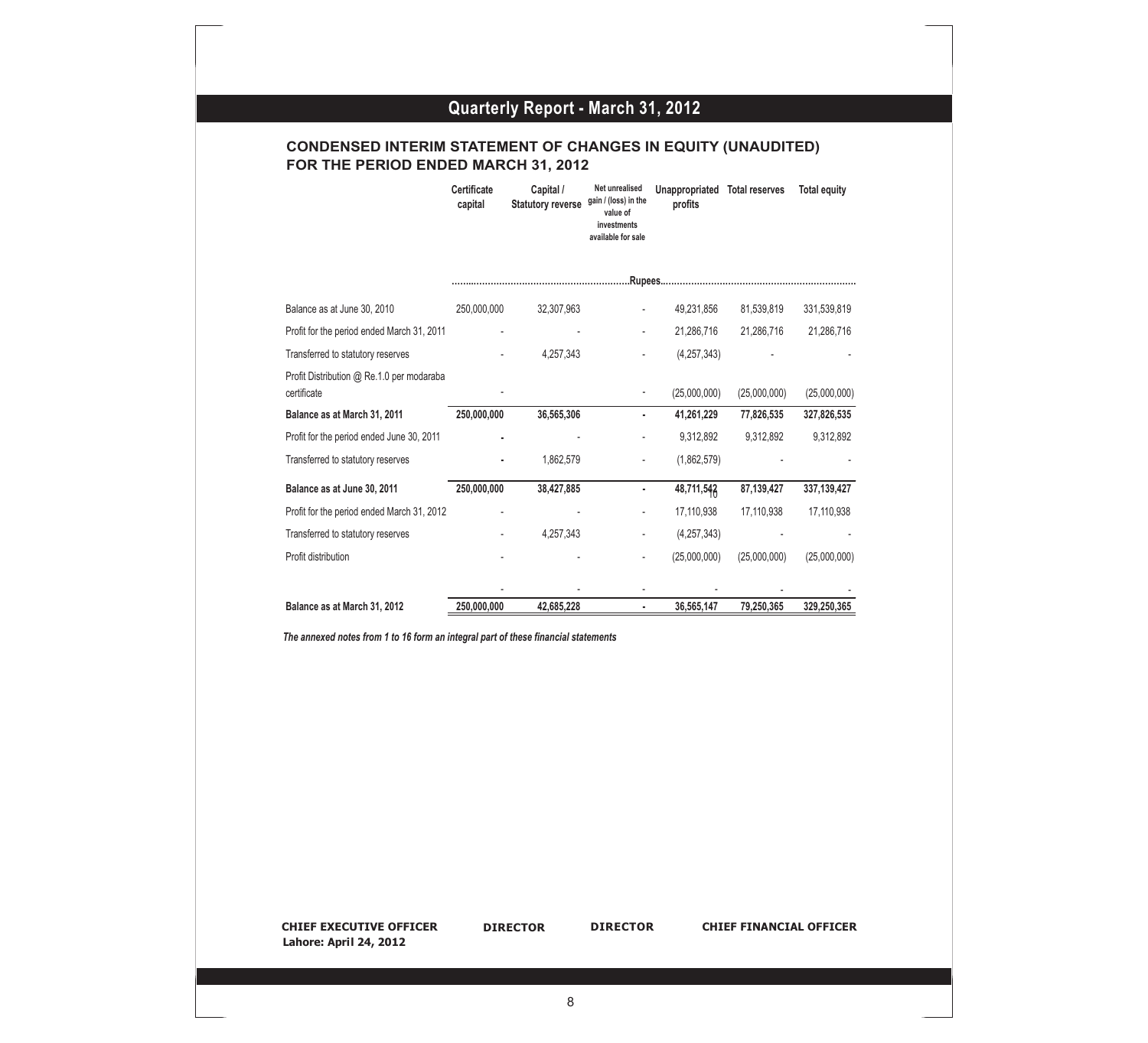## CONDENSED INTERIM STATEMENT OF CHANGES IN EQUITY (UNAUDITED) FOR THE PERIOD ENDED MARCH 31, 2012

| | Certificate capital | Capital / Statutory reverse | Net unrealised gain / (loss) in the value of investments available for sale | Unappropriated profits | Total reserves | Total equity |
|---|---|---|---|---|---|---|
| | ..................................................... | .....................................Rupees | ..................................... | ..................................... | ..................................... | ..................................... |
| Balance as at June 30, 2010 | 250,000,000 | 32,307,963 | - | 49,231,856 | 81,539,819 | 331,539,819 |
| Profit for the period ended March 31, 2011 | - | - | - | 21,286,716 | 21,286,716 | 21,286,716 |
| Transferred to statutory reserves | - | 4,257,343 | - | (4,257,343) | - | - |
| Profit Distribution @ Re.1.0 per modaraba certificate | - | | - | (25,000,000) | (25,000,000) | (25,000,000) |
| **Balance as at March 31, 2011** | **250,000,000** | **36,565,306** | **-** | **41,261,229** | **77,826,535** | **327,826,535** |
| Profit for the period ended June 30, 2011 | - | - | - | 9,312,892 | 9,312,892 | 9,312,892 |
| Transferred to statutory reserves | - | 1,862,579 | - | (1,862,579) | - | - |
| **Balance as at June 30, 2011** | **250,000,000** | **38,427,885** | **-** | **48,711,542** | **87,139,427** | **337,139,427** |
| Profit for the period ended March 31, 2012 | - | - | - | 17,110,938 | 17,110,938 | 17,110,938 |
| Transferred to statutory reserves | - | 4,257,343 | - | (4,257,343) | - | - |
| Profit distribution | - | - | - | (25,000,000) | (25,000,000) | (25,000,000) |
| | - | - | - | - | - | - |
| **Balance as at March 31, 2012** | **250,000,000** | **42,685,228** | **-** | **36,565,147** | **79,250,365** | **329,250,365** |

*The annexed notes from 1 to 16 form an integral part of these financial statements*

**CHIEF EXECUTIVE OFFICER** **DIRECTOR** **DIRECTOR** **CHIEF FINANCIAL OFFICER**

**Lahore: April 24, 2012**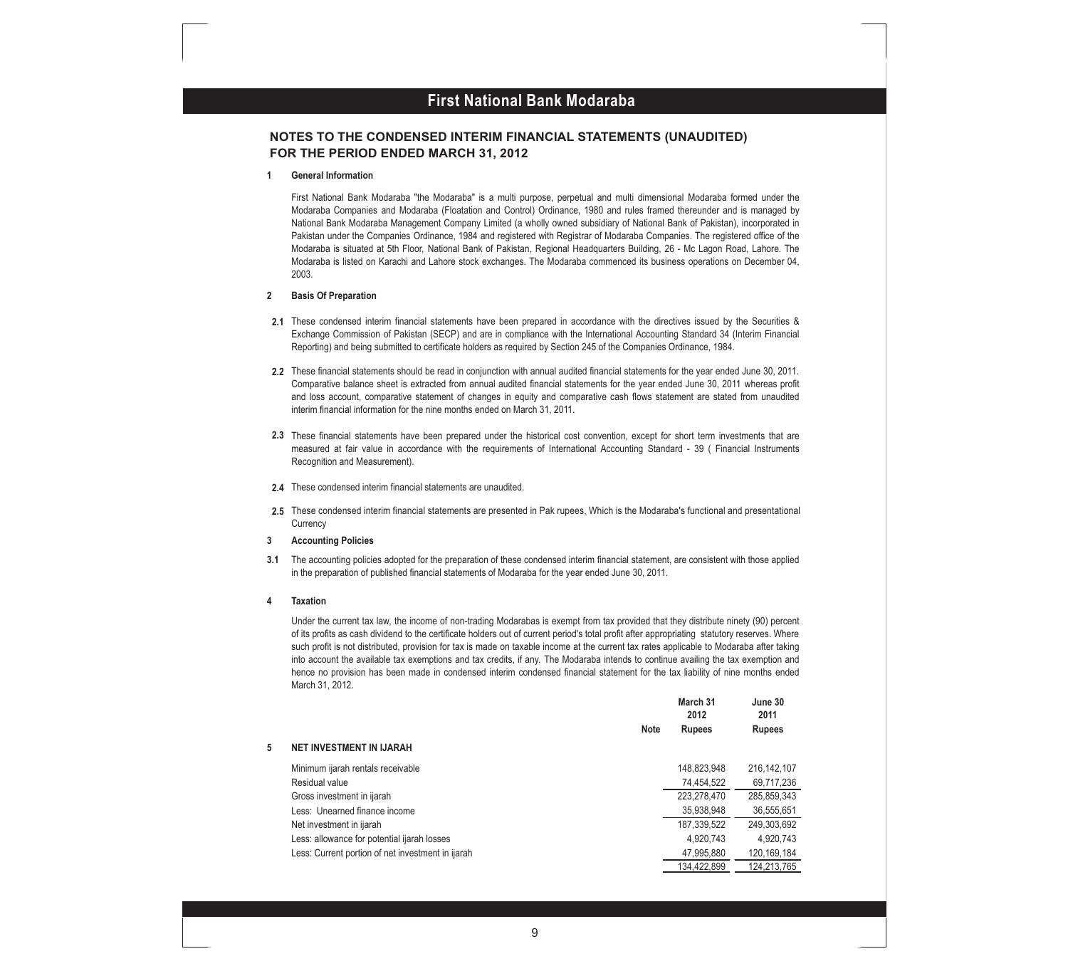# First National Bank Modaraba

## NOTES TO THE CONDENSED INTERIM FINANCIAL STATEMENTS (UNAUDITED) FOR THE PERIOD ENDED MARCH 31, 2012

### 1 General Information

First National Bank Modaraba "the Modaraba" is a multi purpose, perpetual and multi dimensional Modaraba formed under the Modaraba Companies and Modaraba (Floatation and Control) Ordinance, 1980 and rules framed thereunder and is managed by National Bank Modaraba Management Company Limited (a wholly owned subsidiary of National Bank of Pakistan), incorporated in Pakistan under the Companies Ordinance, 1984 and registered with Registrar of Modaraba Companies. The registered office of the Modaraba is situated at 5th Floor, National Bank of Pakistan, Regional Headquarters Building, 26 - Mc Lagon Road, Lahore. The Modaraba is listed on Karachi and Lahore stock exchanges. The Modaraba commenced its business operations on December 04, 2003.

### 2 Basis Of Preparation

**2.1** These condensed interim financial statements have been prepared in accordance with the directives issued by the Securities & Exchange Commission of Pakistan (SECP) and are in compliance with the International Accounting Standard 34 (Interim Financial Reporting) and being submitted to certificate holders as required by Section 245 of the Companies Ordinance, 1984.

**2.2** These financial statements should be read in conjunction with annual audited financial statements for the year ended June 30, 2011. Comparative balance sheet is extracted from annual audited financial statements for the year ended June 30, 2011 whereas profit and loss account, comparative statement of changes in equity and comparative cash flows statement are stated from unaudited interim financial information for the nine months ended on March 31, 2011.

**2.3** These financial statements have been prepared under the historical cost convention, except for short term investments that are measured at fair value in accordance with the requirements of International Accounting Standard - 39 ( Financial Instruments Recognition and Measurement).

**2.4** These condensed interim financial statements are unaudited.

**2.5** These condensed interim financial statements are presented in Pak rupees, Which is the Modaraba's functional and presentational Currency

### 3 Accounting Policies

**3.1** The accounting policies adopted for the preparation of these condensed interim financial statement, are consistent with those applied in the preparation of published financial statements of Modaraba for the year ended June 30, 2011.

### 4 Taxation

Under the current tax law, the income of non-trading Modarabas is exempt from tax provided that they distribute ninety (90) percent of its profits as cash dividend to the certificate holders out of current period's total profit after appropriating statutory reserves. Where such profit is not distributed, provision for tax is made on taxable income at the current tax rates applicable to Modaraba after taking into account the available tax exemptions and tax credits, if any. The Modaraba intends to continue availing the tax exemption and hence no provision has been made in condensed interim condensed financial statement for the tax liability of nine months ended March 31, 2012.

| | Note | March 31 2012 Rupees | June 30 2011 Rupees |
|---|---|---|---|
| **5 NET INVESTMENT IN IJARAH** | | | |
| Minimum ijarah rentals receivable | | 148,823,948 | 216,142,107 |
| Residual value | | 74,454,522 | 69,717,236 |
| Gross investment in ijarah | | 223,278,470 | 285,859,343 |
| Less: Unearned finance income | | 35,938,948 | 36,555,651 |
| Net investment in ijarah | | 187,339,522 | 249,303,692 |
| Less: allowance for potential ijarah losses | | 4,920,743 | 4,920,743 |
| Less: Current portion of net investment in ijarah | | 47,995,880 | 120,169,184 |
| | | 134,422,899 | 124,213,765 |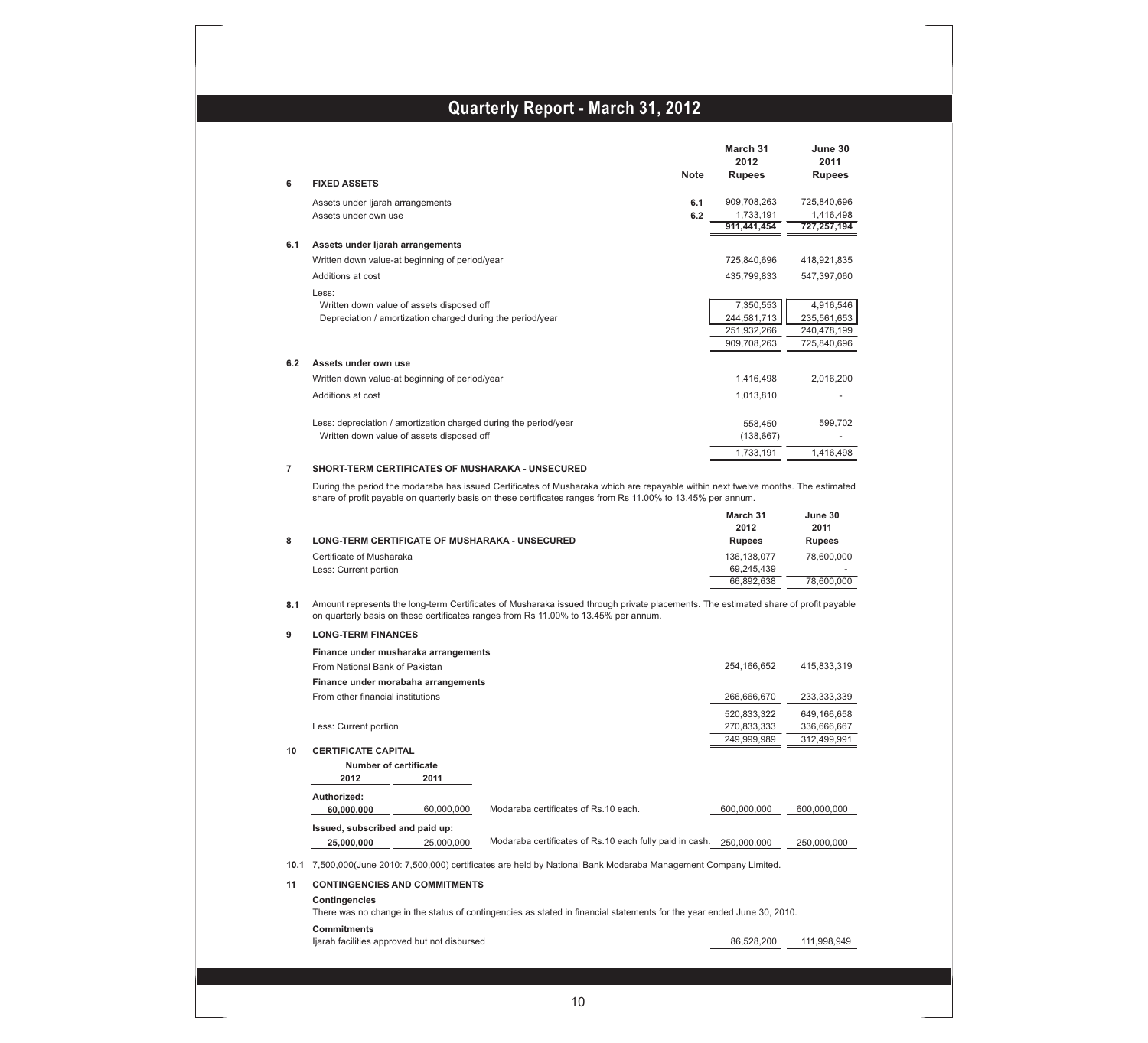| | | Note | March 31 2012 Rupees | June 30 2011 Rupees |
|---|---|---|---|---|
| **6** | **FIXED ASSETS** | | | |
| | Assets under Ijarah arrangements | 6.1 | 909,708,263 | 725,840,696 |
| | Assets under own use | 6.2 | 1,733,191 | 1,416,498 |
| | | | 911,441,454 | 727,257,194 |
| **6.1** | **Assets under Ijarah arrangements** | | | |
| | Written down value-at beginning of period/year | | 725,840,696 | 418,921,835 |
| | Additions at cost | | 435,799,833 | 547,397,060 |
| | Less: | | | |
| | Written down value of assets disposed off | | 7,350,553 | 4,916,546 |
| | Depreciation / amortization charged during the period/year | | 244,581,713 | 235,561,653 |
| | | | 251,932,266 | 240,478,199 |
| | | | 909,708,263 | 725,840,696 |
| **6.2** | **Assets under own use** | | | |
| | Written down value-at beginning of period/year | | 1,416,498 | 2,016,200 |
| | Additions at cost | | 1,013,810 | - |
| | Less: depreciation / amortization charged during the period/year | | 558,450 | 599,702 |
| | Written down value of assets disposed off | | (138,667) | - |
| | | | 1,733,191 | 1,416,498 |

**7 SHORT-TERM CERTIFICATES OF MUSHARAKA - UNSECURED**

During the period the modaraba has issued Certificates of Musharaka which are repayable within next twelve months. The estimated share of profit payable on quarterly basis on these certificates ranges from Rs 11.00% to 13.45% per annum.

| | | March 31 2012 Rupees | June 30 2011 Rupees |
|---|---|---|---|
| **8** | **LONG-TERM CERTIFICATE OF MUSHARAKA - UNSECURED** | | |
| | Certificate of Musharaka | 136,138,077 | 78,600,000 |
| | Less: Current portion | 69,245,439 | - |
| | | 66,892,638 | 78,600,000 |

**8.1** Amount represents the long-term Certificates of Musharaka issued through private placements. The estimated share of profit payable on quarterly basis on these certificates ranges from Rs 11.00% to 13.45% per annum.

| | | March 31 2012 Rupees | June 30 2011 Rupees |
|---|---|---|---|
| **9** | **LONG-TERM FINANCES** | | |
| | **Finance under musharaka arrangements** | | |
| | From National Bank of Pakistan | 254,166,652 | 415,833,319 |
| | **Finance under morabaha arrangements** | | |
| | From other financial institutions | 266,666,670 | 233,333,339 |
| | | 520,833,322 | 649,166,658 |
| | Less: Current portion | 270,833,333 | 336,666,667 |
| | | 249,999,989 | 312,499,991 |

**10 CERTIFICATE CAPITAL**

| Number of certificate 2012 | 2011 | | March 31 2012 Rupees | June 30 2011 Rupees |
|---|---|---|---|---|
| **Authorized:** | | | | |
| **60,000,000** | 60,000,000 | Modaraba certificates of Rs.10 each. | 600,000,000 | 600,000,000 |
| **Issued, subscribed and paid up:** | | | | |
| **25,000,000** | 25,000,000 | Modaraba certificates of Rs.10 each fully paid in cash. | 250,000,000 | 250,000,000 |

**10.1** 7,500,000(June 2010: 7,500,000) certificates are held by National Bank Modaraba Management Company Limited.

**11 CONTINGENCIES AND COMMITMENTS**

**Contingencies**

There was no change in the status of contingencies as stated in financial statements for the year ended June 30, 2010.

**Commitments**

| | March 31 2012 Rupees | June 30 2011 Rupees |
|---|---|---|
| Ijarah facilities approved but not disbursed | 86,528,200 | 111,998,949 |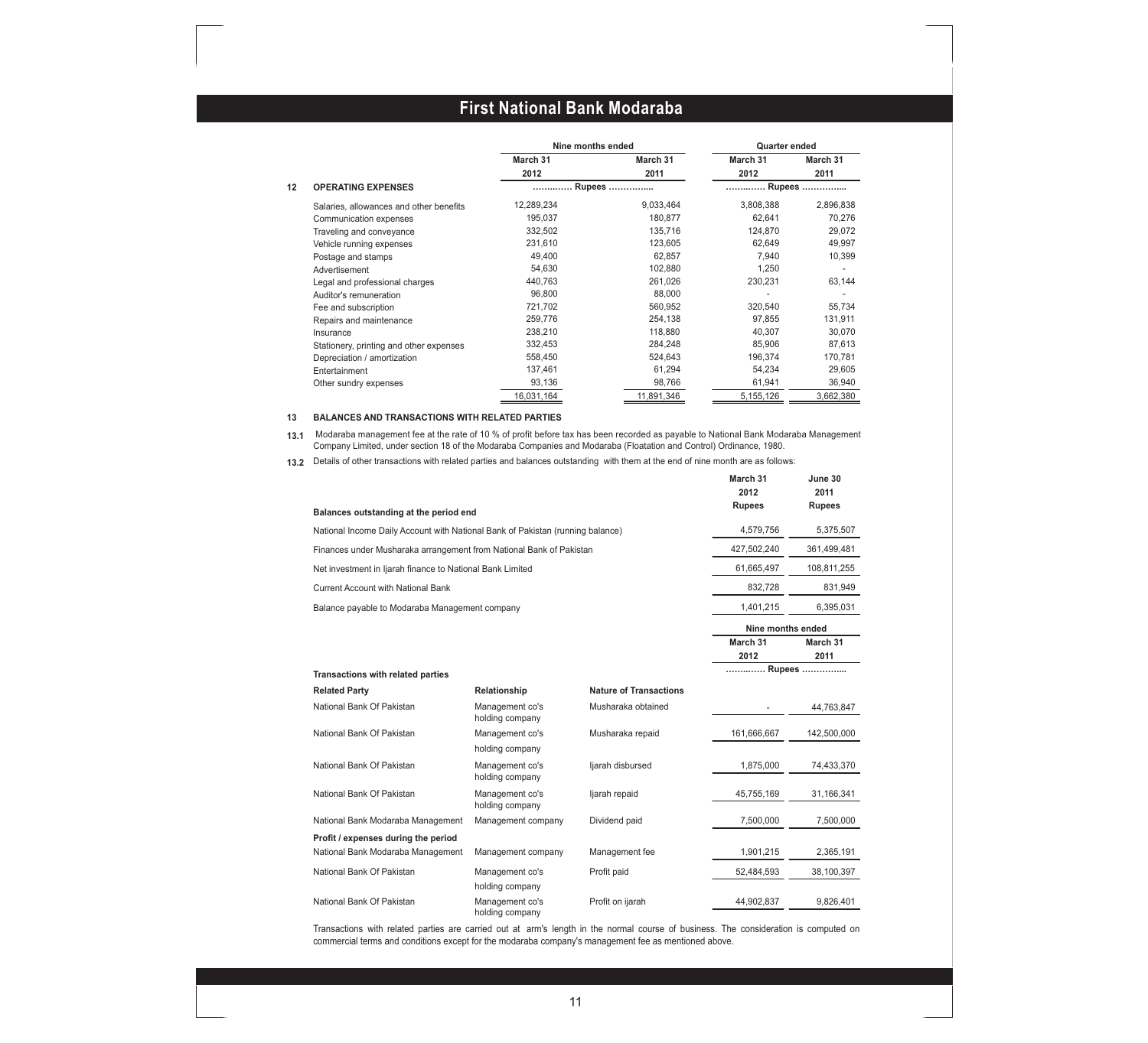## 12 OPERATING EXPENSES

| | Nine months ended | | Quarter ended | |
|---|---|---|---|---|
| | March 31 2012 | March 31 2011 | March 31 2012 | March 31 2011 |
| | ………… Rupees ………….. | | ………… Rupees ………….. | |
| Salaries, allowances and other benefits | 12,289,234 | 9,033,464 | 3,808,388 | 2,896,838 |
| Communication expenses | 195,037 | 180,877 | 62,641 | 70,276 |
| Traveling and conveyance | 332,502 | 135,716 | 124,870 | 29,072 |
| Vehicle running expenses | 231,610 | 123,605 | 62,649 | 49,997 |
| Postage and stamps | 49,400 | 62,857 | 7,940 | 10,399 |
| Advertisement | 54,630 | 102,880 | 1,250 | - |
| Legal and professional charges | 440,763 | 261,026 | 230,231 | 63,144 |
| Auditor's remuneration | 96,800 | 88,000 | - | - |
| Fee and subscription | 721,702 | 560,952 | 320,540 | 55,734 |
| Repairs and maintenance | 259,776 | 254,138 | 97,855 | 131,911 |
| Insurance | 238,210 | 118,880 | 40,307 | 30,070 |
| Stationery, printing and other expenses | 332,453 | 284,248 | 85,906 | 87,613 |
| Depreciation / amortization | 558,450 | 524,643 | 196,374 | 170,781 |
| Entertainment | 137,461 | 61,294 | 54,234 | 29,605 |
| Other sundry expenses | 93,136 | 98,766 | 61,941 | 36,940 |
| | 16,031,164 | 11,891,346 | 5,155,126 | 3,662,380 |

## 13 BALANCES AND TRANSACTIONS WITH RELATED PARTIES

13.1 Modaraba management fee at the rate of 10 % of profit before tax has been recorded as payable to National Bank Modaraba Management Company Limited, under section 18 of the Modaraba Companies and Modaraba (Floatation and Control) Ordinance, 1980.

13.2 Details of other transactions with related parties and balances outstanding with them at the end of nine month are as follows:

| Balances outstanding at the period end | March 31 2012 Rupees | June 30 2011 Rupees |
|---|---|---|
| National Income Daily Account with National Bank of Pakistan (running balance) | 4,579,756 | 5,375,507 |
| Finances under Musharaka arrangement from National Bank of Pakistan | 427,502,240 | 361,499,481 |
| Net investment in Ijarah finance to National Bank Limited | 61,665,497 | 108,811,255 |
| Current Account with National Bank | 832,728 | 831,949 |
| Balance payable to Modaraba Management company | 1,401,215 | 6,395,031 |

| | | | Nine months ended | |
|---|---|---|---|---|
| | | | March 31 2012 | March 31 2011 |
| **Transactions with related parties** | | | ………… Rupees ………….. | |
| **Related Party** | **Relationship** | **Nature of Transactions** | | |
| National Bank Of Pakistan | Management co's holding company | Musharaka obtained | - | 44,763,847 |
| National Bank Of Pakistan | Management co's holding company | Musharaka repaid | 161,666,667 | 142,500,000 |
| National Bank Of Pakistan | Management co's holding company | Ijarah disbursed | 1,875,000 | 74,433,370 |
| National Bank Of Pakistan | Management co's holding company | Ijarah repaid | 45,755,169 | 31,166,341 |
| National Bank Modaraba Management | Management company | Dividend paid | 7,500,000 | 7,500,000 |
| **Profit / expenses during the period** | | | | |
| National Bank Modaraba Management | Management company | Management fee | 1,901,215 | 2,365,191 |
| National Bank Of Pakistan | Management co's holding company | Profit paid | 52,484,593 | 38,100,397 |
| National Bank Of Pakistan | Management co's holding company | Profit on ijarah | 44,902,837 | 9,826,401 |

Transactions with related parties are carried out at arm's length in the normal course of business. The consideration is computed on commercial terms and conditions except for the modaraba company's management fee as mentioned above.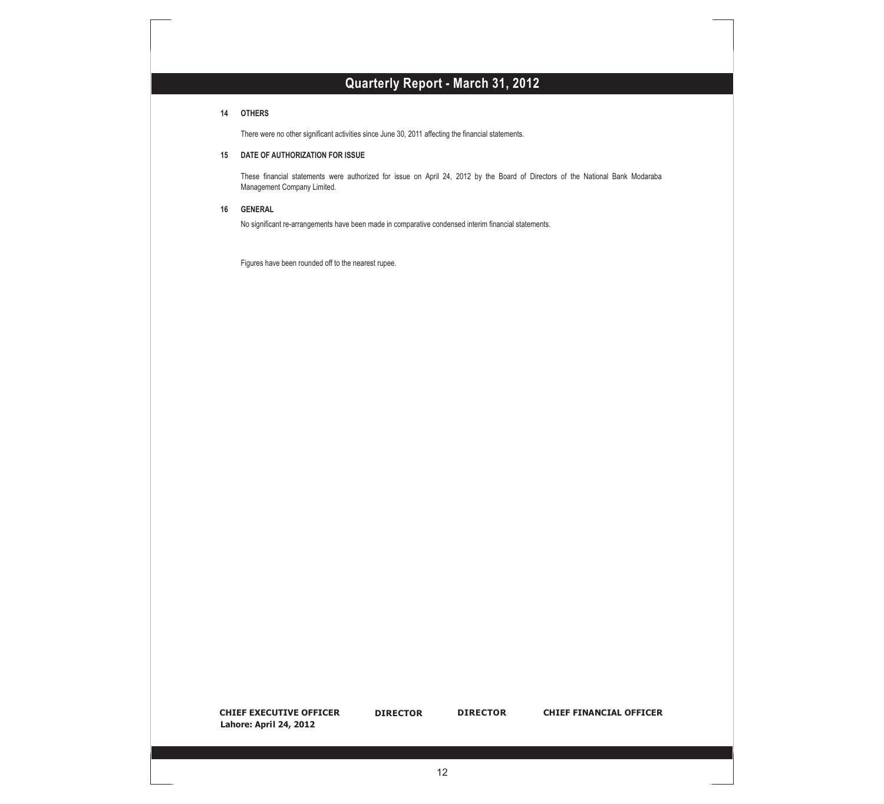## 14 OTHERS

There were no other significant activities since June 30, 2011 affecting the financial statements.

## 15 DATE OF AUTHORIZATION FOR ISSUE

These financial statements were authorized for issue on April 24, 2012 by the Board of Directors of the National Bank Modaraba Management Company Limited.

## 16 GENERAL

No significant re-arrangements have been made in comparative condensed interim financial statements.

Figures have been rounded off to the nearest rupee.

**CHIEF EXECUTIVE OFFICER** &nbsp;&nbsp; **DIRECTOR** &nbsp;&nbsp; **DIRECTOR** &nbsp;&nbsp; **CHIEF FINANCIAL OFFICER**

**Lahore: April 24, 2012**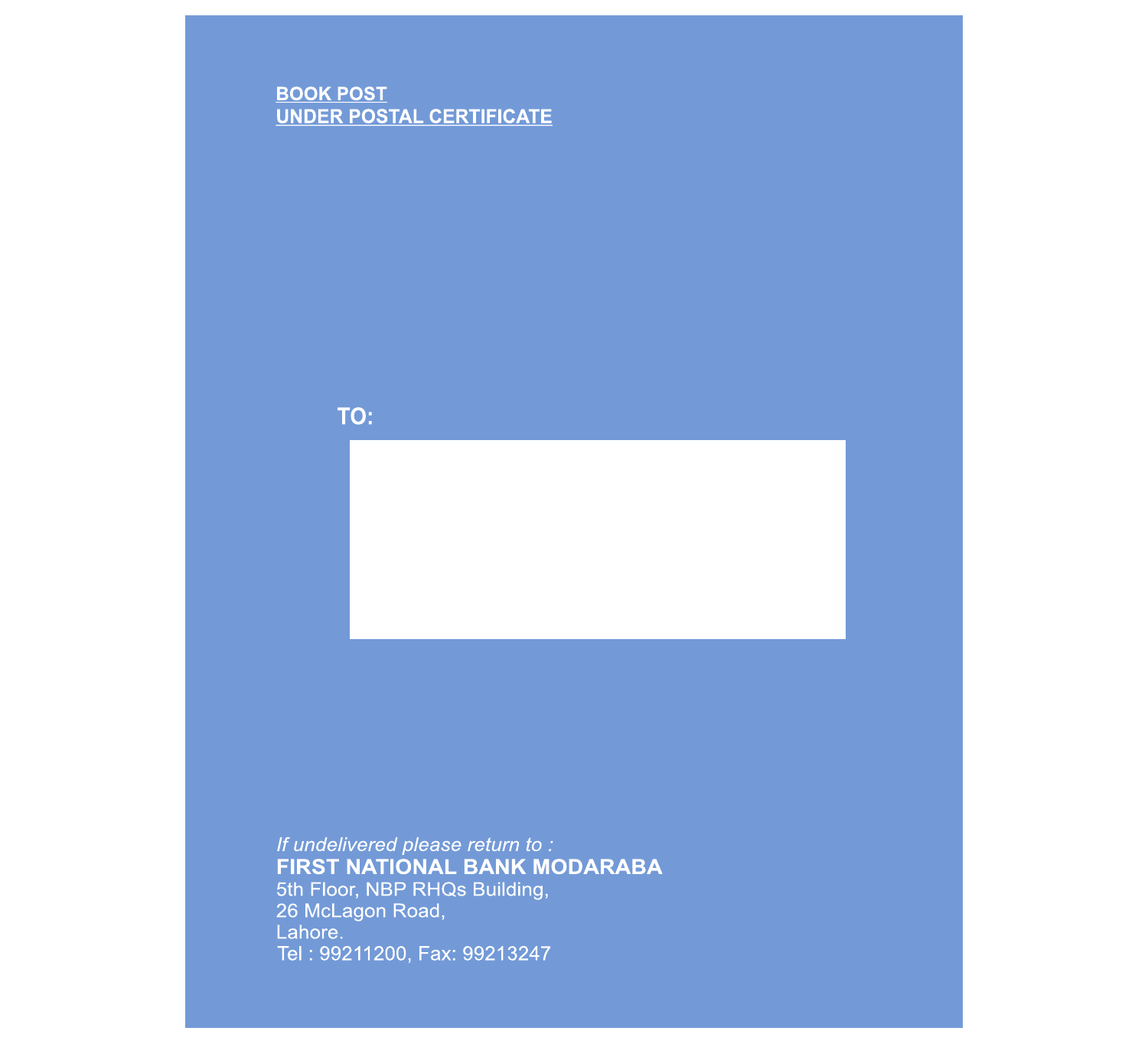**BOOK POST**
**UNDER POSTAL CERTIFICATE**

**TO:**

*If undelivered please return to :*

**FIRST NATIONAL BANK MODARABA**

5th Floor, NBP RHQs Building,
26 McLagon Road,
Lahore.
Tel : 99211200, Fax: 99213247